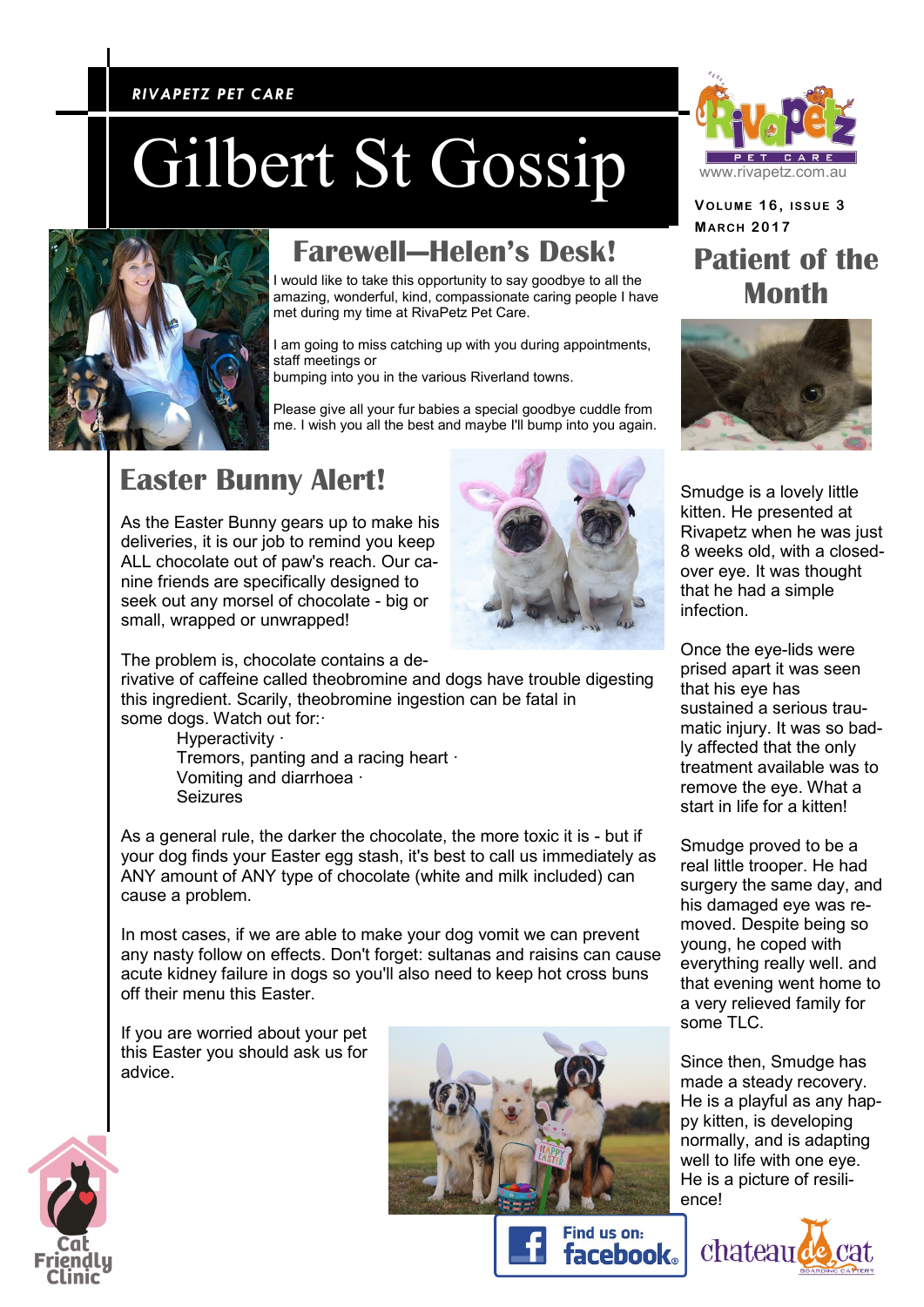RIVAPETZ PET CARE

# Gilbert St Gossip

Volume 16, Issue 3
March 2017

## Farewell—Helen's Desk!

I would like to take this opportunity to say goodbye to all the amazing, wonderful, kind, compassionate caring people I have met during my time at RivaPetz Pet Care.

I am going to miss catching up with you during appointments, staff meetings or bumping into you in the various Riverland towns.

Please give all your fur babies a special goodbye cuddle from me. I wish you all the best and maybe I'll bump into you again.

## Easter Bunny Alert!

As the Easter Bunny gears up to make his deliveries, it is our job to remind you keep ALL chocolate out of paw's reach. Our canine friends are specifically designed to seek out any morsel of chocolate - big or small, wrapped or unwrapped!

The problem is, chocolate contains a derivative of caffeine called theobromine and dogs have trouble digesting this ingredient. Scarily, theobromine ingestion can be fatal in some dogs. Watch out for:

- Hyperactivity
- Tremors, panting and a racing heart
- Vomiting and diarrhoea
- Seizures

As a general rule, the darker the chocolate, the more toxic it is - but if your dog finds your Easter egg stash, it's best to call us immediately as ANY amount of ANY type of chocolate (white and milk included) can cause a problem.

In most cases, if we are able to make your dog vomit we can prevent any nasty follow on effects. Don't forget: sultanas and raisins can cause acute kidney failure in dogs so you'll also need to keep hot cross buns off their menu this Easter.

If you are worried about your pet this Easter you should ask us for advice.

## Patient of the Month

Smudge is a lovely little kitten. He presented at Rivapetz when he was just 8 weeks old, with a closed-over eye. It was thought that he had a simple infection.

Once the eye-lids were prised apart it was seen that his eye has sustained a serious traumatic injury. It was so badly affected that the only treatment available was to remove the eye. What a start in life for a kitten!

Smudge proved to be a real little trooper. He had surgery the same day, and his damaged eye was removed. Despite being so young, he coped with everything really well. and that evening went home to a very relieved family for some TLC.

Since then, Smudge has made a steady recovery. He is a playful as any happy kitten, is developing normally, and is adapting well to life with one eye. He is a picture of resilience!

www.rivapetz.com.au

Find us on: facebook

Cat Friendly Clinic

chateau de cat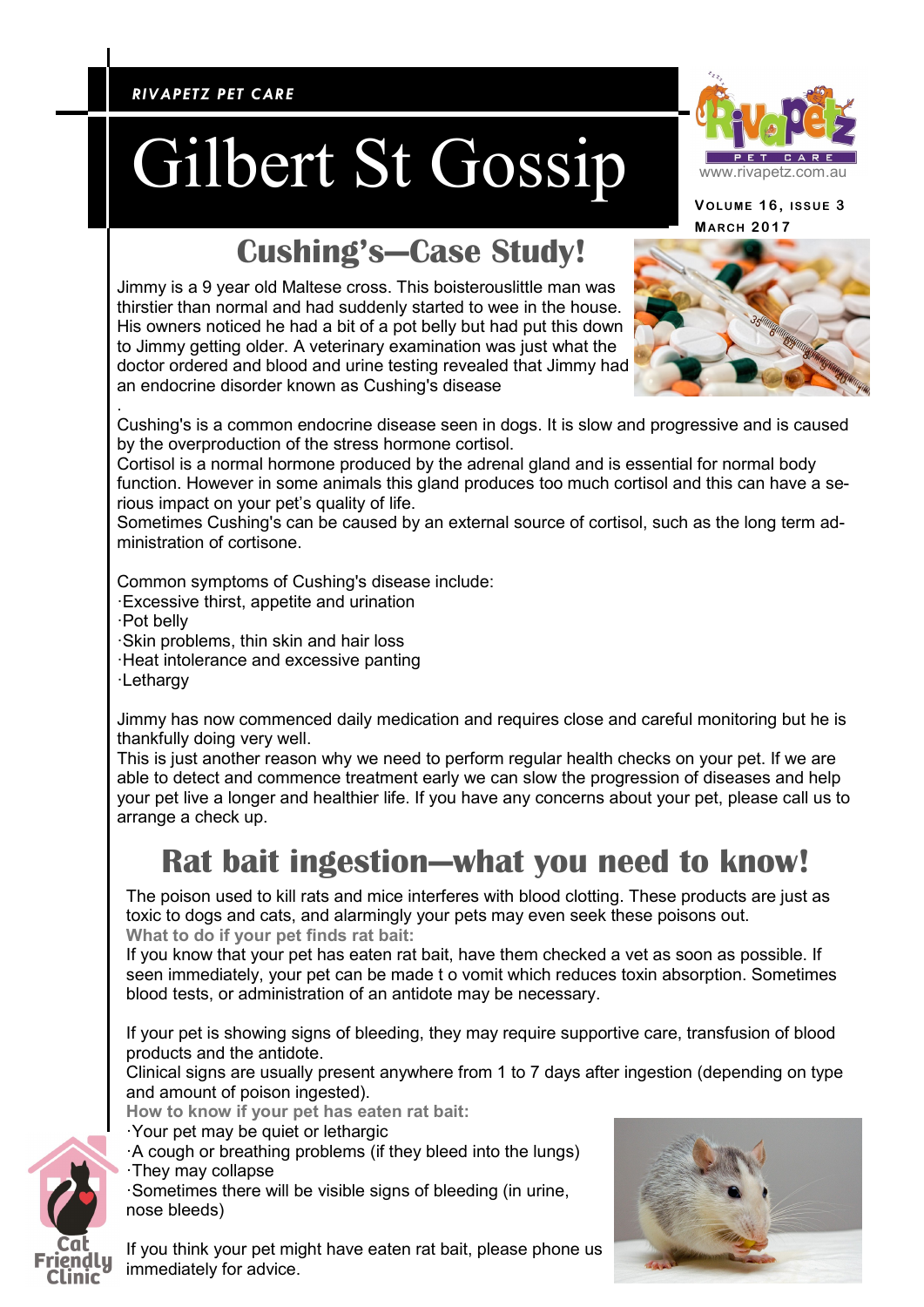RIVAPETZ PET CARE

# Gilbert St Gossip

www.rivapetz.com.au

Volume 16, Issue 3
March 2017

## Cushing's—Case Study!

Jimmy is a 9 year old Maltese cross. This boisterouslittle man was thirstier than normal and had suddenly started to wee in the house. His owners noticed he had a bit of a pot belly but had put this down to Jimmy getting older. A veterinary examination was just what the doctor ordered and blood and urine testing revealed that Jimmy had an endocrine disorder known as Cushing's disease

.

Cushing's is a common endocrine disease seen in dogs. It is slow and progressive and is caused by the overproduction of the stress hormone cortisol.

Cortisol is a normal hormone produced by the adrenal gland and is essential for normal body function. However in some animals this gland produces too much cortisol and this can have a serious impact on your pet's quality of life.

Sometimes Cushing's can be caused by an external source of cortisol, such as the long term administration of cortisone.

Common symptoms of Cushing's disease include:

·Excessive thirst, appetite and urination
·Pot belly
·Skin problems, thin skin and hair loss
·Heat intolerance and excessive panting
·Lethargy

Jimmy has now commenced daily medication and requires close and careful monitoring but he is thankfully doing very well.

This is just another reason why we need to perform regular health checks on your pet. If we are able to detect and commence treatment early we can slow the progression of diseases and help your pet live a longer and healthier life. If you have any concerns about your pet, please call us to arrange a check up.

## Rat bait ingestion—what you need to know!

The poison used to kill rats and mice interferes with blood clotting. These products are just as toxic to dogs and cats, and alarmingly your pets may even seek these poisons out.

**What to do if your pet finds rat bait:**

If you know that your pet has eaten rat bait, have them checked a vet as soon as possible. If seen immediately, your pet can be made t o vomit which reduces toxin absorption. Sometimes blood tests, or administration of an antidote may be necessary.

If your pet is showing signs of bleeding, they may require supportive care, transfusion of blood products and the antidote.

Clinical signs are usually present anywhere from 1 to 7 days after ingestion (depending on type and amount of poison ingested).

**How to know if your pet has eaten rat bait:**

·Your pet may be quiet or lethargic
·A cough or breathing problems (if they bleed into the lungs)
·They may collapse
·Sometimes there will be visible signs of bleeding (in urine, nose bleeds)

If you think your pet might have eaten rat bait, please phone us immediately for advice.

Cat Friendly Clinic